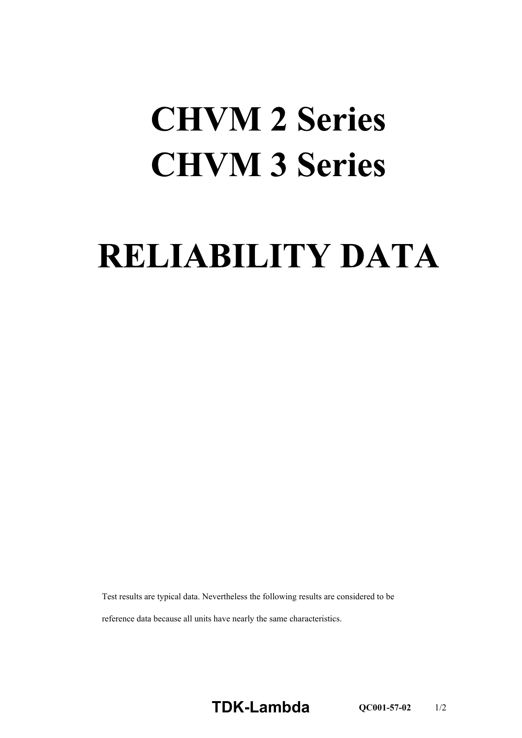# CHVM 2 Series
# CHVM 3 Series

# RELIABILITY DATA

Test results are typical data. Nevertheless the following results are considered to be reference data because all units have nearly the same characteristics.

**TDK-Lambda** **QC001-57-02**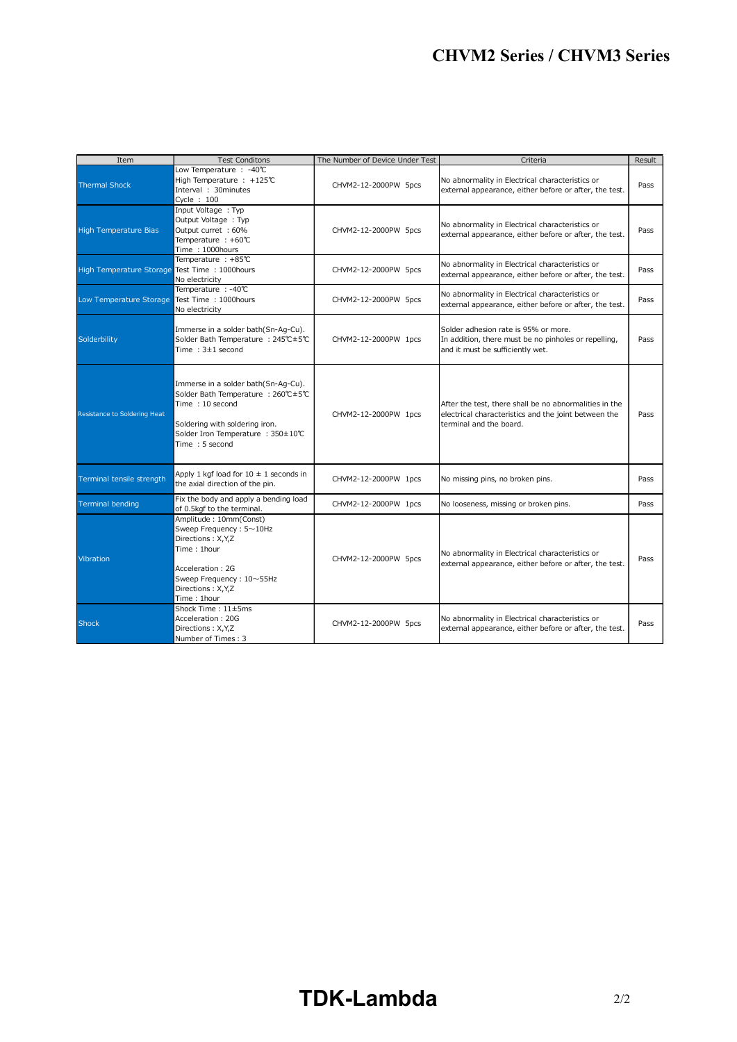| Item | Test Conditons | The Number of Device Under Test | Criteria | Result |
|---|---|---|---|---|
| Thermal Shock | Low Temperature : -40℃<br>High Temperature : +125℃<br>Interval : 30minutes<br>Cycle : 100 | CHVM2-12-2000PW 5pcs | No abnormality in Electrical characteristics or external appearance, either before or after, the test. | Pass |
| High Temperature Bias | Input Voltage : Typ<br>Output Voltage : Typ<br>Output curret : 60%<br>Temperature : +60℃<br>Time : 1000hours | CHVM2-12-2000PW 5pcs | No abnormality in Electrical characteristics or external appearance, either before or after, the test. | Pass |
| High Temperature Storage | Temperature : +85℃<br>Test Time : 1000hours<br>No electricity | CHVM2-12-2000PW 5pcs | No abnormality in Electrical characteristics or external appearance, either before or after, the test. | Pass |
| Low Temperature Storage | Temperature : -40℃<br>Test Time : 1000hours<br>No electricity | CHVM2-12-2000PW 5pcs | No abnormality in Electrical characteristics or external appearance, either before or after, the test. | Pass |
| Solderbility | Immerse in a solder bath(Sn-Ag-Cu).<br>Solder Bath Temperature : 245℃±5℃<br>Time : 3±1 second | CHVM2-12-2000PW 1pcs | Solder adhesion rate is 95% or more.<br>In addition, there must be no pinholes or repelling, and it must be sufficiently wet. | Pass |
| Resistance to Soldering Heat | Immerse in a solder bath(Sn-Ag-Cu).<br>Solder Bath Temperature : 260℃±5℃<br>Time : 10 second<br><br>Soldering with soldering iron.<br>Solder Iron Temperature : 350±10℃<br>Time : 5 second | CHVM2-12-2000PW 1pcs | After the test, there shall be no abnormalities in the electrical characteristics and the joint between the terminal and the board. | Pass |
| Terminal tensile strength | Apply 1 kgf load for 10 ± 1 seconds in the axial direction of the pin. | CHVM2-12-2000PW 1pcs | No missing pins, no broken pins. | Pass |
| Terminal bending | Fix the body and apply a bending load of 0.5kgf to the terminal. | CHVM2-12-2000PW 1pcs | No looseness, missing or broken pins. | Pass |
| Vibration | Amplitude : 10mm(Const)<br>Sweep Frequency : 5～10Hz<br>Directions : X,Y,Z<br>Time : 1hour<br><br>Acceleration : 2G<br>Sweep Frequency : 10～55Hz<br>Directions : X,Y,Z<br>Time : 1hour | CHVM2-12-2000PW 5pcs | No abnormality in Electrical characteristics or external appearance, either before or after, the test. | Pass |
| Shock | Shock Time : 11±5ms<br>Acceleration : 20G<br>Directions : X,Y,Z<br>Number of Times : 3 | CHVM2-12-2000PW 5pcs | No abnormality in Electrical characteristics or external appearance, either before or after, the test. | Pass |